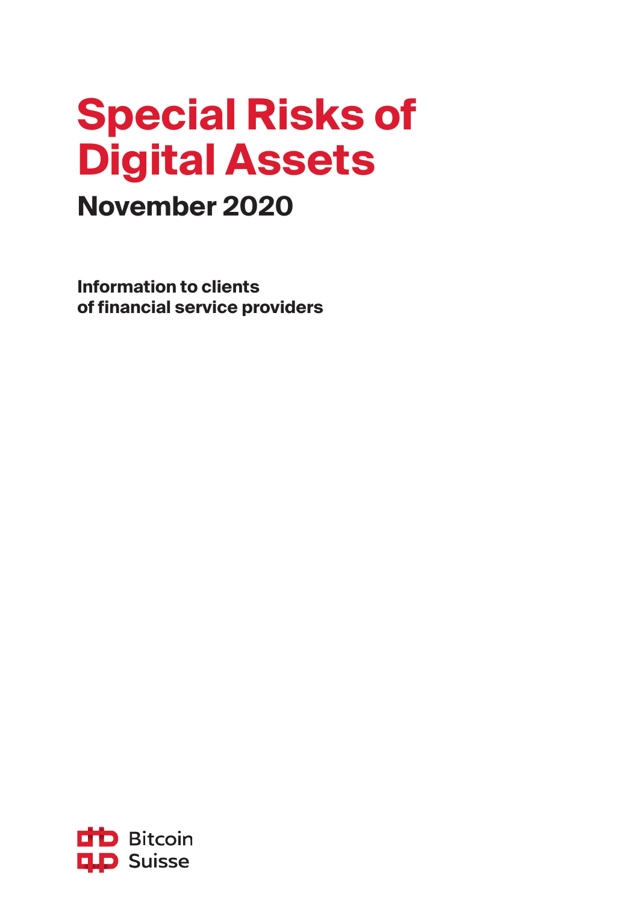# Special Risks of Digital Assets

## November 2020

**Information to clients of financial service providers**

Bitcoin Suisse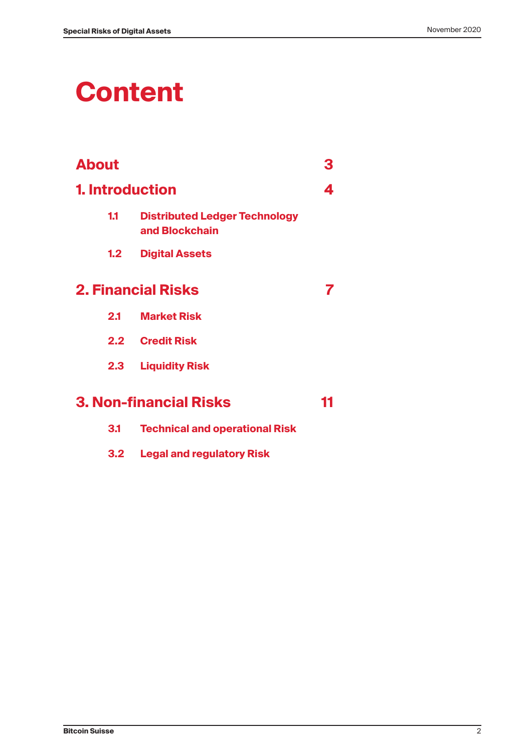# Content

| | | |
|---|---|---|
| **About** | | **3** |
| **1. Introduction** | | **4** |
| 1.1 | Distributed Ledger Technology and Blockchain | |
| 1.2 | Digital Assets | |
| **2. Financial Risks** | | **7** |
| 2.1 | Market Risk | |
| 2.2 | Credit Risk | |
| 2.3 | Liquidity Risk | |
| **3. Non-financial Risks** | | **11** |
| 3.1 | Technical and operational Risk | |
| 3.2 | Legal and regulatory Risk | |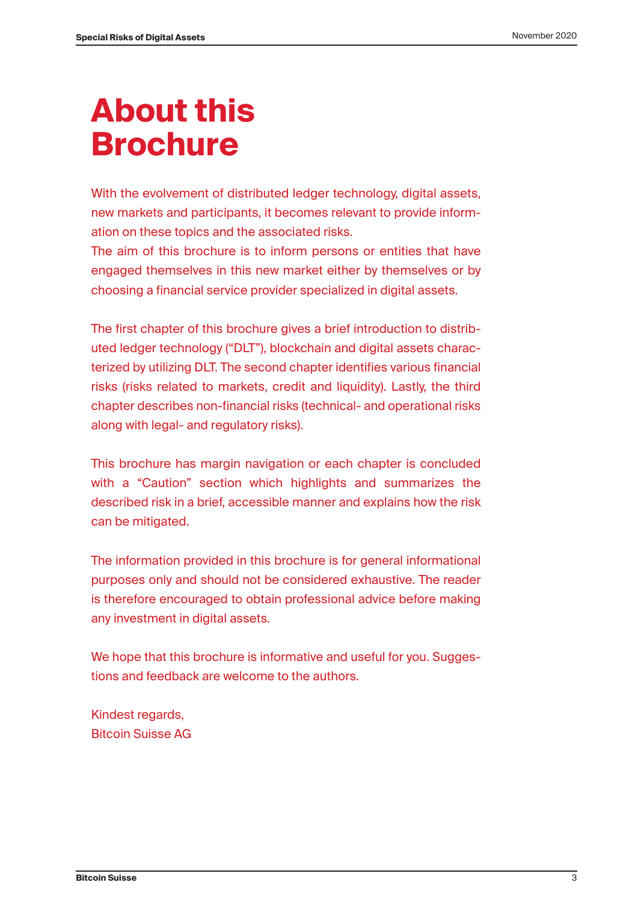# About this Brochure

With the evolvement of distributed ledger technology, digital assets, new markets and participants, it becomes relevant to provide information on these topics and the associated risks.
The aim of this brochure is to inform persons or entities that have engaged themselves in this new market either by themselves or by choosing a financial service provider specialized in digital assets.

The first chapter of this brochure gives a brief introduction to distributed ledger technology ("DLT"), blockchain and digital assets characterized by utilizing DLT. The second chapter identifies various financial risks (risks related to markets, credit and liquidity). Lastly, the third chapter describes non-financial risks (technical- and operational risks along with legal- and regulatory risks).

This brochure has margin navigation or each chapter is concluded with a "Caution" section which highlights and summarizes the described risk in a brief, accessible manner and explains how the risk can be mitigated.

The information provided in this brochure is for general informational purposes only and should not be considered exhaustive. The reader is therefore encouraged to obtain professional advice before making any investment in digital assets.

We hope that this brochure is informative and useful for you. Suggestions and feedback are welcome to the authors.

Kindest regards,
Bitcoin Suisse AG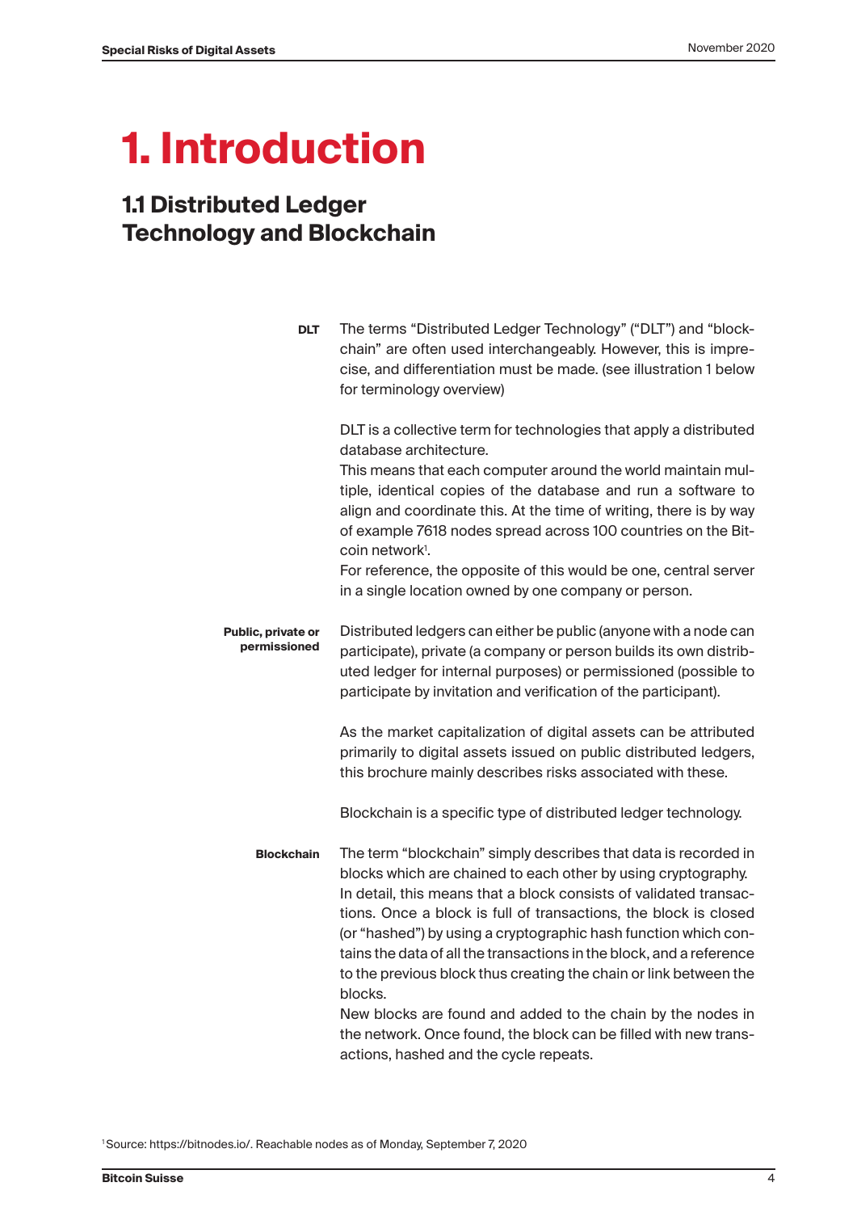# 1. Introduction

## 1.1 Distributed Ledger Technology and Blockchain

**DLT**

The terms "Distributed Ledger Technology" ("DLT") and "blockchain" are often used interchangeably. However, this is imprecise, and differentiation must be made. (see illustration 1 below for terminology overview)

DLT is a collective term for technologies that apply a distributed database architecture.
This means that each computer around the world maintain multiple, identical copies of the database and run a software to align and coordinate this. At the time of writing, there is by way of example 7618 nodes spread across 100 countries on the Bitcoin network[1].
For reference, the opposite of this would be one, central server in a single location owned by one company or person.

**Public, private or permissioned**

Distributed ledgers can either be public (anyone with a node can participate), private (a company or person builds its own distributed ledger for internal purposes) or permissioned (possible to participate by invitation and verification of the participant).

As the market capitalization of digital assets can be attributed primarily to digital assets issued on public distributed ledgers, this brochure mainly describes risks associated with these.

Blockchain is a specific type of distributed ledger technology.

**Blockchain**

The term "blockchain" simply describes that data is recorded in blocks which are chained to each other by using cryptography. In detail, this means that a block consists of validated transactions. Once a block is full of transactions, the block is closed (or "hashed") by using a cryptographic hash function which contains the data of all the transactions in the block, and a reference to the previous block thus creating the chain or link between the blocks.
New blocks are found and added to the chain by the nodes in the network. Once found, the block can be filled with new transactions, hashed and the cycle repeats.

[1] Source: https://bitnodes.io/. Reachable nodes as of Monday, September 7, 2020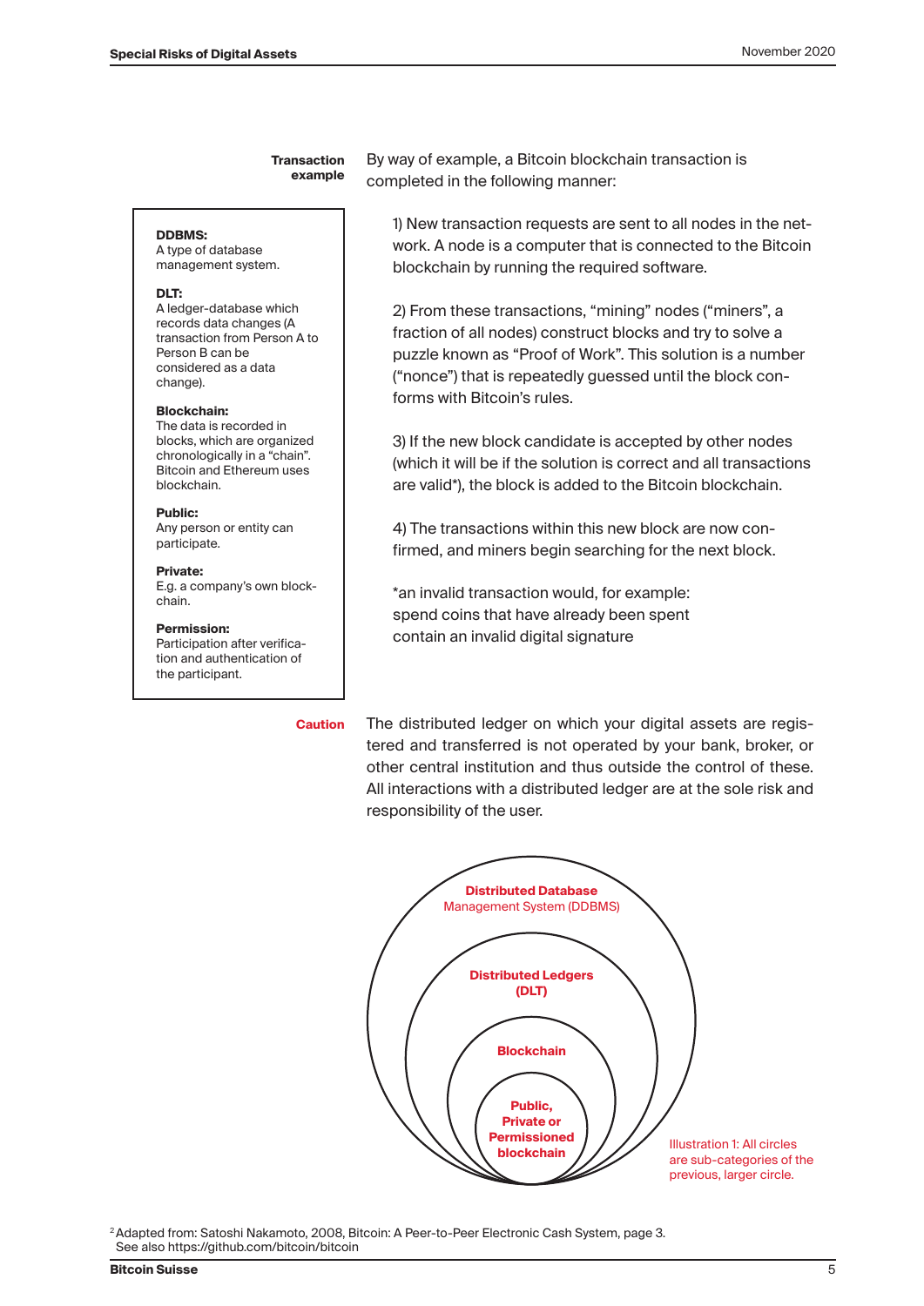**Transaction example**

By way of example, a Bitcoin blockchain transaction is completed in the following manner:

1) New transaction requests are sent to all nodes in the network. A node is a computer that is connected to the Bitcoin blockchain by running the required software.

2) From these transactions, "mining" nodes ("miners", a fraction of all nodes) construct blocks and try to solve a puzzle known as "Proof of Work". This solution is a number ("nonce") that is repeatedly guessed until the block conforms with Bitcoin's rules.

3) If the new block candidate is accepted by other nodes (which it will be if the solution is correct and all transactions are valid*), the block is added to the Bitcoin blockchain.

4) The transactions within this new block are now confirmed, and miners begin searching for the next block.

*an invalid transaction would, for example:
spend coins that have already been spent
contain an invalid digital signature

> **DDBMS:**
> A type of database management system.
>
> **DLT:**
> A ledger-database which records data changes (A transaction from Person A to Person B can be considered as a data change).
>
> **Blockchain:**
> The data is recorded in blocks, which are organized chronologically in a "chain". Bitcoin and Ethereum uses blockchain.
>
> **Public:**
> Any person or entity can participate.
>
> **Private:**
> E.g. a company's own blockchain.
>
> **Permission:**
> Participation after verification and authentication of the participant.

**Caution**

The distributed ledger on which your digital assets are registered and transferred is not operated by your bank, broker, or other central institution and thus outside the control of these. All interactions with a distributed ledger are at the sole risk and responsibility of the user.

Distributed Database Management System (DDBMS)
Distributed Ledgers (DLT)
Blockchain
Public, Private or Permissioned blockchain

Illustration 1: All circles are sub-categories of the previous, larger circle.

[2] Adapted from: Satoshi Nakamoto, 2008, Bitcoin: A Peer-to-Peer Electronic Cash System, page 3. See also https://github.com/bitcoin/bitcoin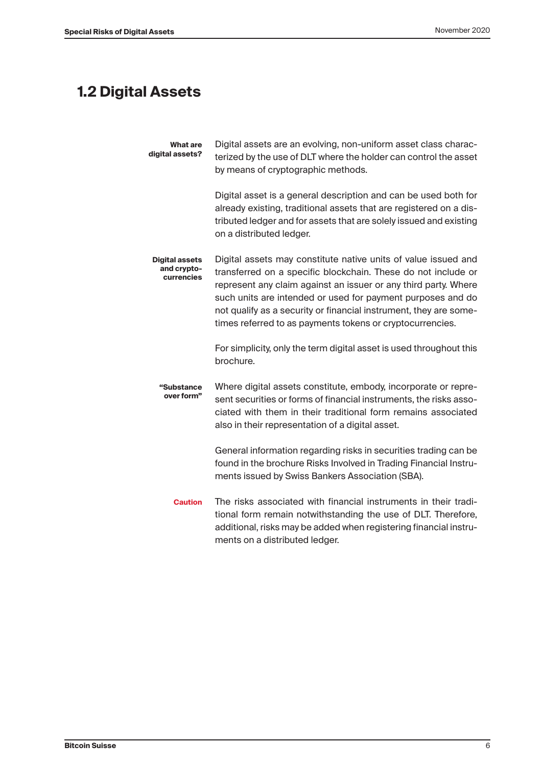## 1.2 Digital Assets

**What are digital assets?**

Digital assets are an evolving, non-uniform asset class characterized by the use of DLT where the holder can control the asset by means of cryptographic methods.

Digital asset is a general description and can be used both for already existing, traditional assets that are registered on a distributed ledger and for assets that are solely issued and existing on a distributed ledger.

**Digital assets and cryptocurrencies**

Digital assets may constitute native units of value issued and transferred on a specific blockchain. These do not include or represent any claim against an issuer or any third party. Where such units are intended or used for payment purposes and do not qualify as a security or financial instrument, they are sometimes referred to as payments tokens or cryptocurrencies.

For simplicity, only the term digital asset is used throughout this brochure.

**"Substance over form"**

Where digital assets constitute, embody, incorporate or represent securities or forms of financial instruments, the risks associated with them in their traditional form remains associated also in their representation of a digital asset.

General information regarding risks in securities trading can be found in the brochure Risks Involved in Trading Financial Instruments issued by Swiss Bankers Association (SBA).

**Caution**

The risks associated with financial instruments in their traditional form remain notwithstanding the use of DLT. Therefore, additional, risks may be added when registering financial instruments on a distributed ledger.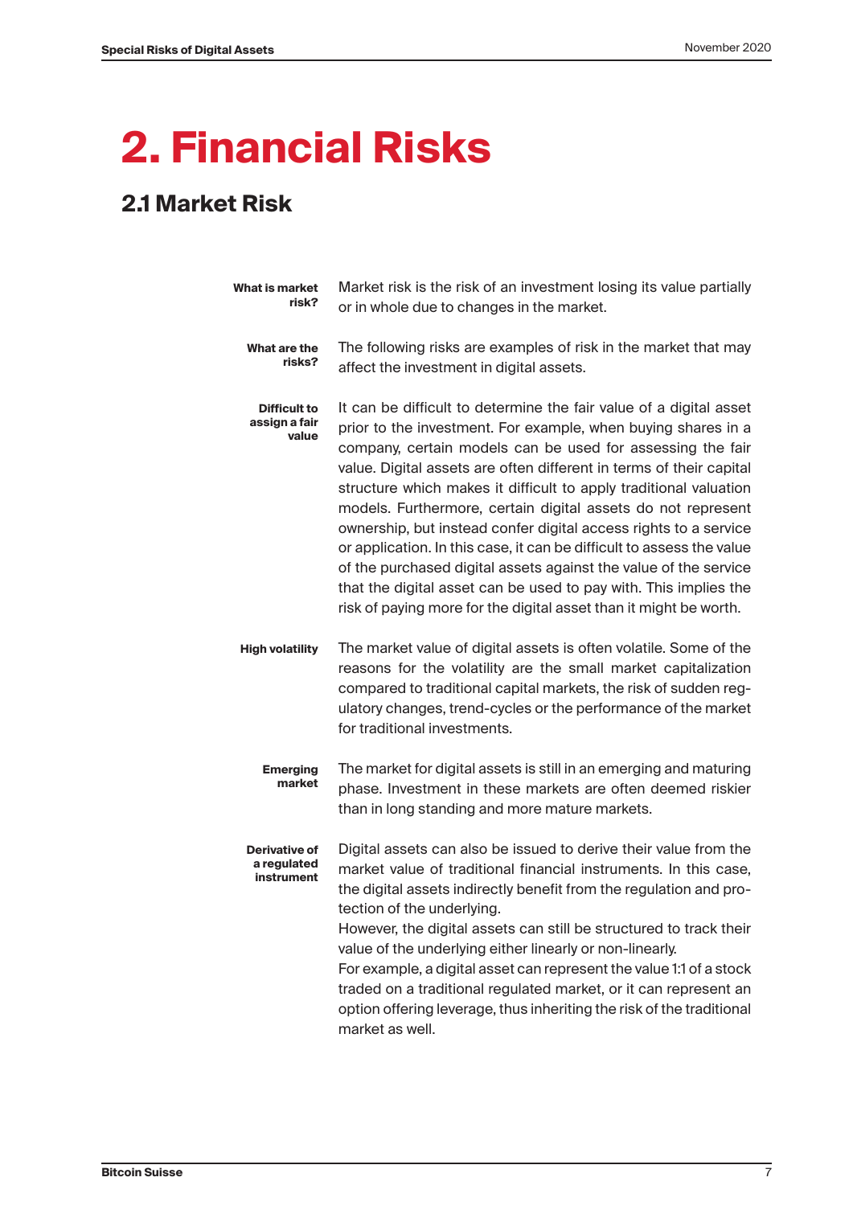# 2. Financial Risks

## 2.1 Market Risk

**What is market risk?**

Market risk is the risk of an investment losing its value partially or in whole due to changes in the market.

**What are the risks?**

The following risks are examples of risk in the market that may affect the investment in digital assets.

**Difficult to assign a fair value**

It can be difficult to determine the fair value of a digital asset prior to the investment. For example, when buying shares in a company, certain models can be used for assessing the fair value. Digital assets are often different in terms of their capital structure which makes it difficult to apply traditional valuation models. Furthermore, certain digital assets do not represent ownership, but instead confer digital access rights to a service or application. In this case, it can be difficult to assess the value of the purchased digital assets against the value of the service that the digital asset can be used to pay with. This implies the risk of paying more for the digital asset than it might be worth.

**High volatility**

The market value of digital assets is often volatile. Some of the reasons for the volatility are the small market capitalization compared to traditional capital markets, the risk of sudden regulatory changes, trend-cycles or the performance of the market for traditional investments.

**Emerging market**

The market for digital assets is still in an emerging and maturing phase. Investment in these markets are often deemed riskier than in long standing and more mature markets.

**Derivative of a regulated instrument**

Digital assets can also be issued to derive their value from the market value of traditional financial instruments. In this case, the digital assets indirectly benefit from the regulation and protection of the underlying.

However, the digital assets can still be structured to track their value of the underlying either linearly or non-linearly.

For example, a digital asset can represent the value 1:1 of a stock traded on a traditional regulated market, or it can represent an option offering leverage, thus inheriting the risk of the traditional market as well.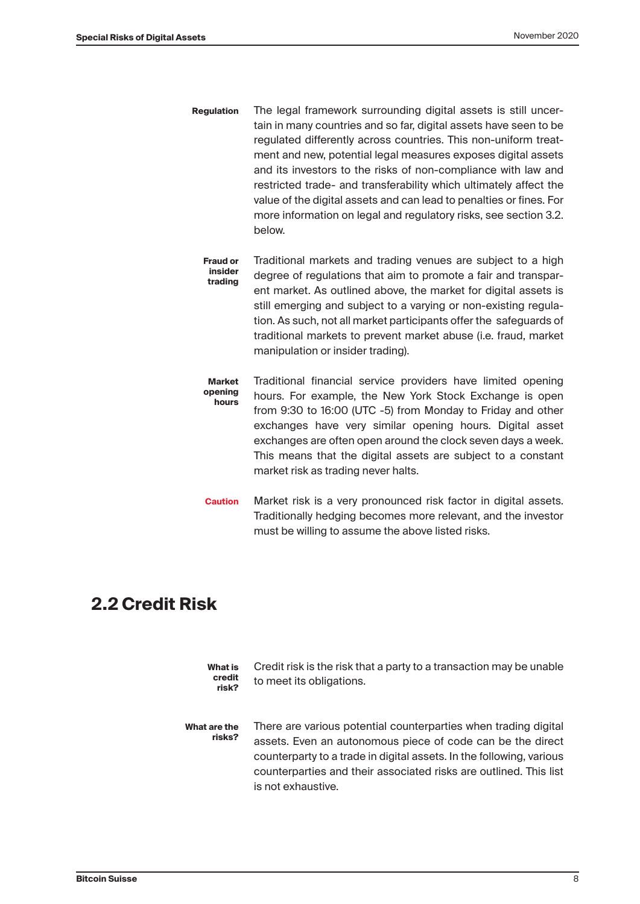**Regulation**

The legal framework surrounding digital assets is still uncertain in many countries and so far, digital assets have seen to be regulated differently across countries. This non-uniform treatment and new, potential legal measures exposes digital assets and its investors to the risks of non-compliance with law and restricted trade- and transferability which ultimately affect the value of the digital assets and can lead to penalties or fines. For more information on legal and regulatory risks, see section 3.2. below.

**Fraud or insider trading**

Traditional markets and trading venues are subject to a high degree of regulations that aim to promote a fair and transparent market. As outlined above, the market for digital assets is still emerging and subject to a varying or non-existing regulation. As such, not all market participants offer the safeguards of traditional markets to prevent market abuse (i.e. fraud, market manipulation or insider trading).

**Market opening hours**

Traditional financial service providers have limited opening hours. For example, the New York Stock Exchange is open from 9:30 to 16:00 (UTC -5) from Monday to Friday and other exchanges have very similar opening hours. Digital asset exchanges are often open around the clock seven days a week. This means that the digital assets are subject to a constant market risk as trading never halts.

**Caution**

Market risk is a very pronounced risk factor in digital assets. Traditionally hedging becomes more relevant, and the investor must be willing to assume the above listed risks.

## 2.2 Credit Risk

**What is credit risk?**

Credit risk is the risk that a party to a transaction may be unable to meet its obligations.

**What are the risks?**

There are various potential counterparties when trading digital assets. Even an autonomous piece of code can be the direct counterparty to a trade in digital assets. In the following, various counterparties and their associated risks are outlined. This list is not exhaustive.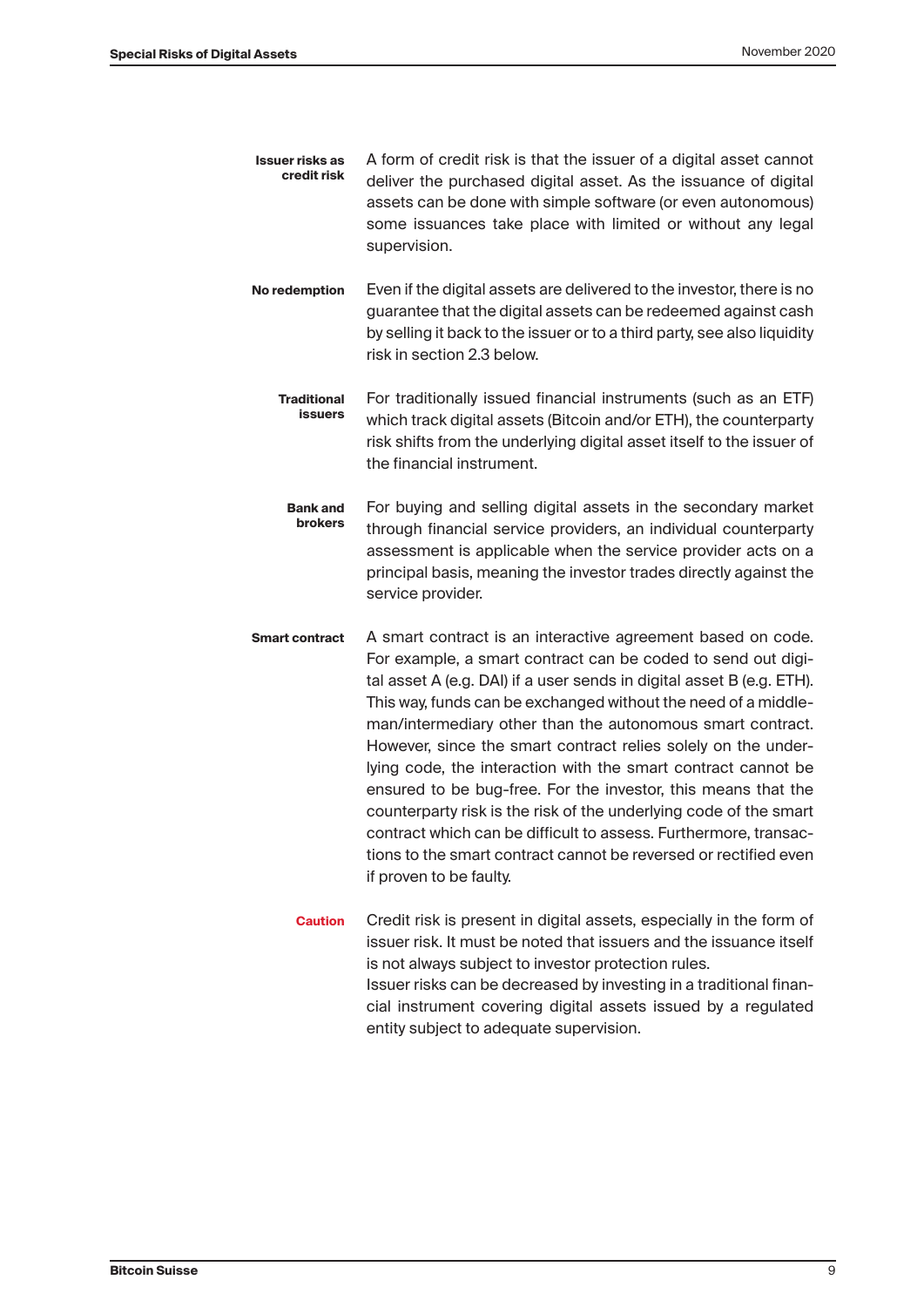**Issuer risks as credit risk**

A form of credit risk is that the issuer of a digital asset cannot deliver the purchased digital asset. As the issuance of digital assets can be done with simple software (or even autonomous) some issuances take place with limited or without any legal supervision.

**No redemption**

Even if the digital assets are delivered to the investor, there is no guarantee that the digital assets can be redeemed against cash by selling it back to the issuer or to a third party, see also liquidity risk in section 2.3 below.

**Traditional issuers**

For traditionally issued financial instruments (such as an ETF) which track digital assets (Bitcoin and/or ETH), the counterparty risk shifts from the underlying digital asset itself to the issuer of the financial instrument.

**Bank and brokers**

For buying and selling digital assets in the secondary market through financial service providers, an individual counterparty assessment is applicable when the service provider acts on a principal basis, meaning the investor trades directly against the service provider.

**Smart contract**

A smart contract is an interactive agreement based on code. For example, a smart contract can be coded to send out digital asset A (e.g. DAI) if a user sends in digital asset B (e.g. ETH). This way, funds can be exchanged without the need of a middleman/intermediary other than the autonomous smart contract. However, since the smart contract relies solely on the underlying code, the interaction with the smart contract cannot be ensured to be bug-free. For the investor, this means that the counterparty risk is the risk of the underlying code of the smart contract which can be difficult to assess. Furthermore, transactions to the smart contract cannot be reversed or rectified even if proven to be faulty.

**Caution**

Credit risk is present in digital assets, especially in the form of issuer risk. It must be noted that issuers and the issuance itself is not always subject to investor protection rules.
Issuer risks can be decreased by investing in a traditional financial instrument covering digital assets issued by a regulated entity subject to adequate supervision.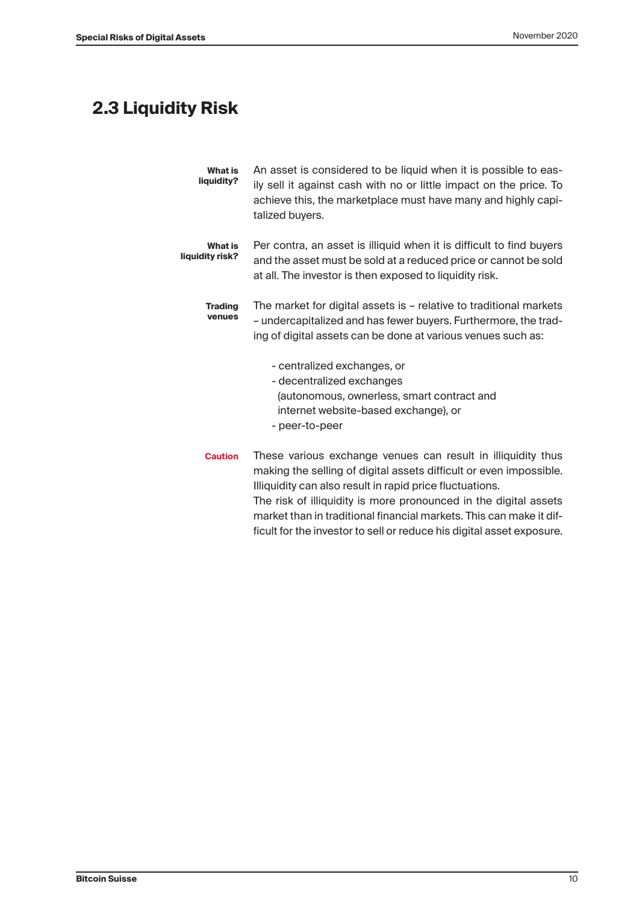## 2.3 Liquidity Risk

**What is liquidity?**

An asset is considered to be liquid when it is possible to easily sell it against cash with no or little impact on the price. To achieve this, the marketplace must have many and highly capitalized buyers.

**What is liquidity risk?**

Per contra, an asset is illiquid when it is difficult to find buyers and the asset must be sold at a reduced price or cannot be sold at all. The investor is then exposed to liquidity risk.

**Trading venues**

The market for digital assets is – relative to traditional markets – undercapitalized and has fewer buyers. Furthermore, the trading of digital assets can be done at various venues such as:

- centralized exchanges, or
- decentralized exchanges (autonomous, ownerless, smart contract and internet website-based exchange), or
- peer-to-peer

**Caution**

These various exchange venues can result in illiquidity thus making the selling of digital assets difficult or even impossible. Illiquidity can also result in rapid price fluctuations.

The risk of illiquidity is more pronounced in the digital assets market than in traditional financial markets. This can make it difficult for the investor to sell or reduce his digital asset exposure.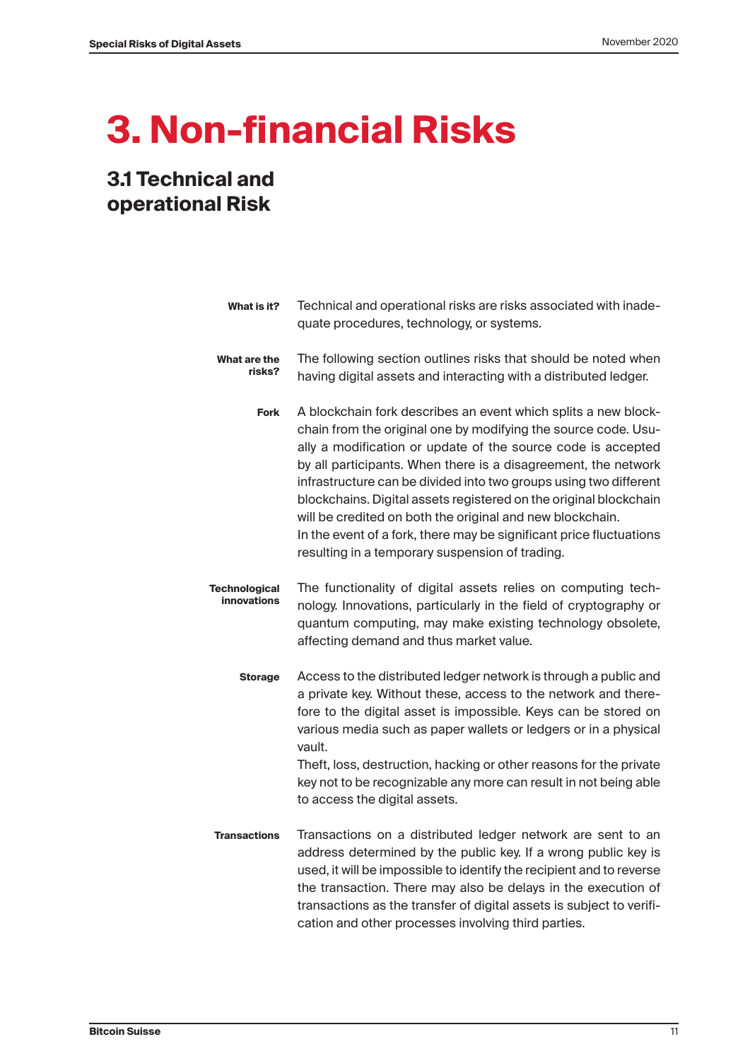# 3. Non-financial Risks

## 3.1 Technical and operational Risk

**What is it?** Technical and operational risks are risks associated with inadequate procedures, technology, or systems.

**What are the risks?** The following section outlines risks that should be noted when having digital assets and interacting with a distributed ledger.

**Fork** A blockchain fork describes an event which splits a new blockchain from the original one by modifying the source code. Usually a modification or update of the source code is accepted by all participants. When there is a disagreement, the network infrastructure can be divided into two groups using two different blockchains. Digital assets registered on the original blockchain will be credited on both the original and new blockchain.
In the event of a fork, there may be significant price fluctuations resulting in a temporary suspension of trading.

**Technological innovations** The functionality of digital assets relies on computing technology. Innovations, particularly in the field of cryptography or quantum computing, may make existing technology obsolete, affecting demand and thus market value.

**Storage** Access to the distributed ledger network is through a public and a private key. Without these, access to the network and therefore to the digital asset is impossible. Keys can be stored on various media such as paper wallets or ledgers or in a physical vault.
Theft, loss, destruction, hacking or other reasons for the private key not to be recognizable any more can result in not being able to access the digital assets.

**Transactions** Transactions on a distributed ledger network are sent to an address determined by the public key. If a wrong public key is used, it will be impossible to identify the recipient and to reverse the transaction. There may also be delays in the execution of transactions as the transfer of digital assets is subject to verification and other processes involving third parties.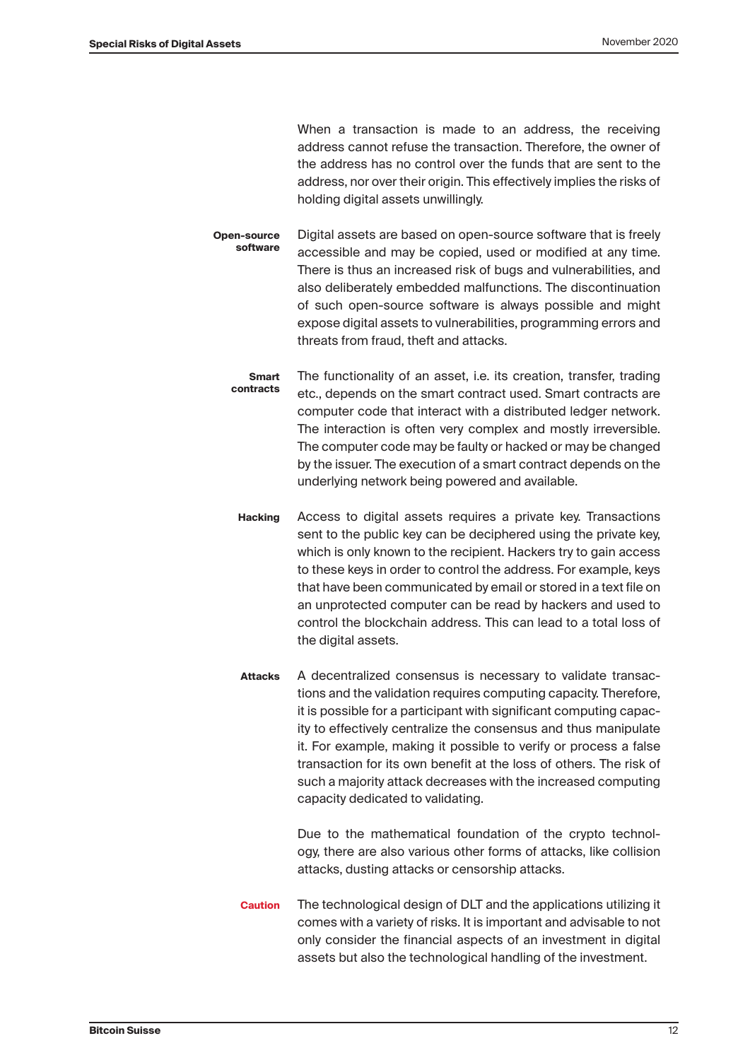When a transaction is made to an address, the receiving address cannot refuse the transaction. Therefore, the owner of the address has no control over the funds that are sent to the address, nor over their origin. This effectively implies the risks of holding digital assets unwillingly.

**Open-source software**

Digital assets are based on open-source software that is freely accessible and may be copied, used or modified at any time. There is thus an increased risk of bugs and vulnerabilities, and also deliberately embedded malfunctions. The discontinuation of such open-source software is always possible and might expose digital assets to vulnerabilities, programming errors and threats from fraud, theft and attacks.

**Smart contracts**

The functionality of an asset, i.e. its creation, transfer, trading etc., depends on the smart contract used. Smart contracts are computer code that interact with a distributed ledger network. The interaction is often very complex and mostly irreversible. The computer code may be faulty or hacked or may be changed by the issuer. The execution of a smart contract depends on the underlying network being powered and available.

**Hacking**

Access to digital assets requires a private key. Transactions sent to the public key can be deciphered using the private key, which is only known to the recipient. Hackers try to gain access to these keys in order to control the address. For example, keys that have been communicated by email or stored in a text file on an unprotected computer can be read by hackers and used to control the blockchain address. This can lead to a total loss of the digital assets.

**Attacks**

A decentralized consensus is necessary to validate transactions and the validation requires computing capacity. Therefore, it is possible for a participant with significant computing capacity to effectively centralize the consensus and thus manipulate it. For example, making it possible to verify or process a false transaction for its own benefit at the loss of others. The risk of such a majority attack decreases with the increased computing capacity dedicated to validating.

Due to the mathematical foundation of the crypto technology, there are also various other forms of attacks, like collision attacks, dusting attacks or censorship attacks.

**Caution**

The technological design of DLT and the applications utilizing it comes with a variety of risks. It is important and advisable to not only consider the financial aspects of an investment in digital assets but also the technological handling of the investment.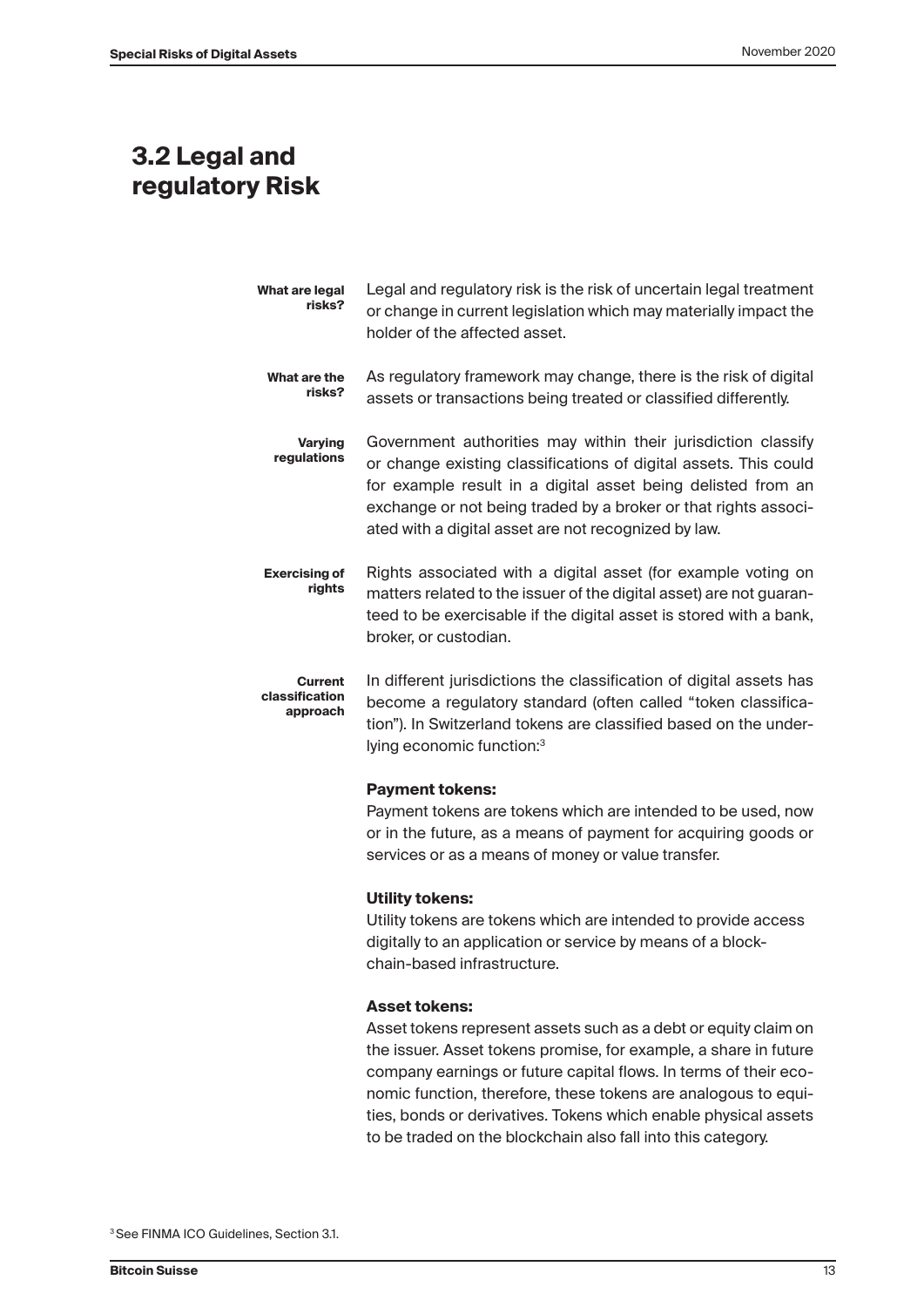## 3.2 Legal and regulatory Risk

**What are legal risks?**

Legal and regulatory risk is the risk of uncertain legal treatment or change in current legislation which may materially impact the holder of the affected asset.

**What are the risks?**

As regulatory framework may change, there is the risk of digital assets or transactions being treated or classified differently.

**Varying regulations**

Government authorities may within their jurisdiction classify or change existing classifications of digital assets. This could for example result in a digital asset being delisted from an exchange or not being traded by a broker or that rights associated with a digital asset are not recognized by law.

**Exercising of rights**

Rights associated with a digital asset (for example voting on matters related to the issuer of the digital asset) are not guaranteed to be exercisable if the digital asset is stored with a bank, broker, or custodian.

**Current classification approach**

In different jurisdictions the classification of digital assets has become a regulatory standard (often called "token classification"). In Switzerland tokens are classified based on the underlying economic function:[3]

**Payment tokens:**
Payment tokens are tokens which are intended to be used, now or in the future, as a means of payment for acquiring goods or services or as a means of money or value transfer.

**Utility tokens:**
Utility tokens are tokens which are intended to provide access digitally to an application or service by means of a blockchain-based infrastructure.

**Asset tokens:**
Asset tokens represent assets such as a debt or equity claim on the issuer. Asset tokens promise, for example, a share in future company earnings or future capital flows. In terms of their economic function, therefore, these tokens are analogous to equities, bonds or derivatives. Tokens which enable physical assets to be traded on the blockchain also fall into this category.

[3] See FINMA ICO Guidelines, Section 3.1.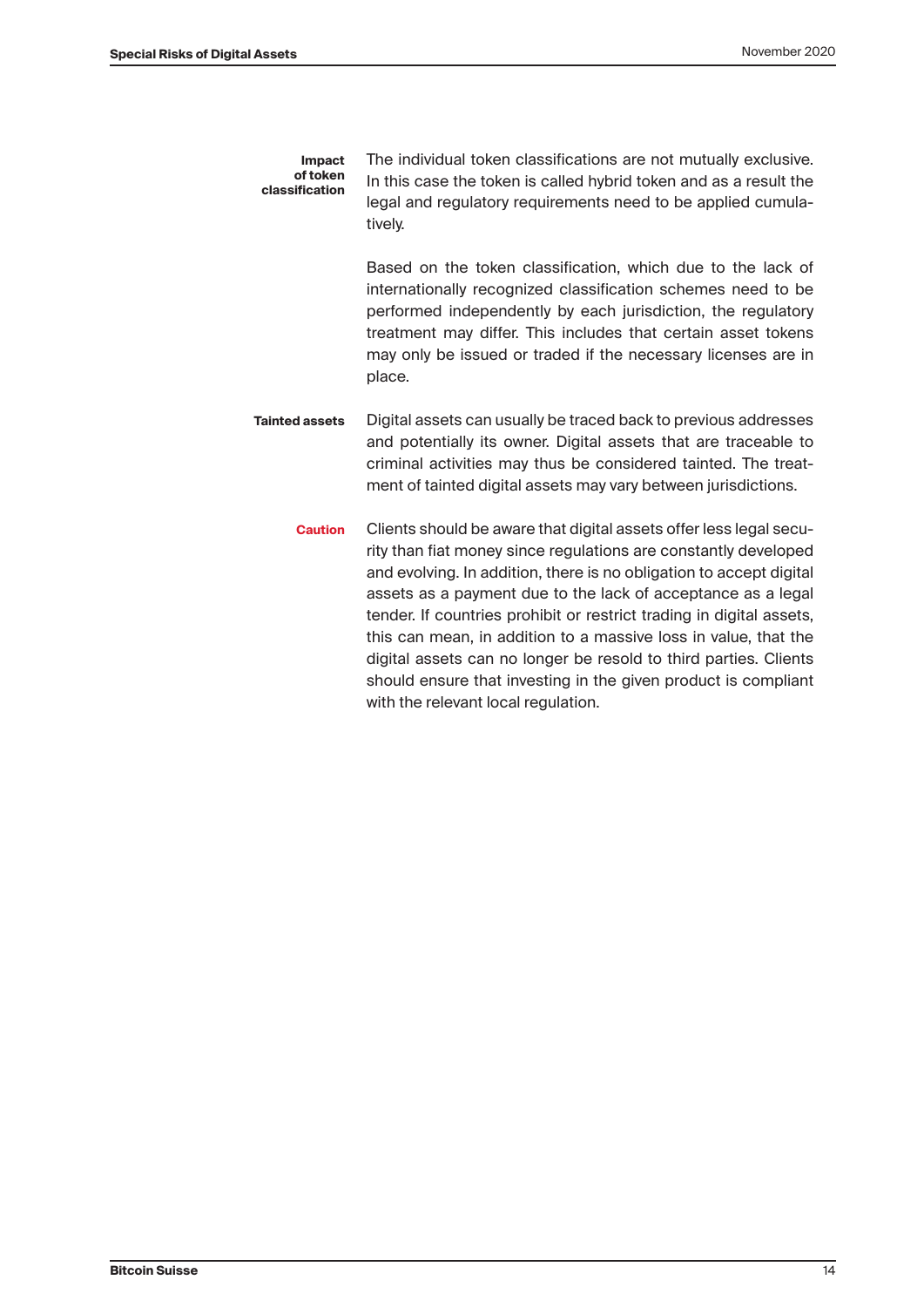**Impact of token classification**

The individual token classifications are not mutually exclusive. In this case the token is called hybrid token and as a result the legal and regulatory requirements need to be applied cumulatively.

Based on the token classification, which due to the lack of internationally recognized classification schemes need to be performed independently by each jurisdiction, the regulatory treatment may differ. This includes that certain asset tokens may only be issued or traded if the necessary licenses are in place.

**Tainted assets**

Digital assets can usually be traced back to previous addresses and potentially its owner. Digital assets that are traceable to criminal activities may thus be considered tainted. The treatment of tainted digital assets may vary between jurisdictions.

**Caution**

Clients should be aware that digital assets offer less legal security than fiat money since regulations are constantly developed and evolving. In addition, there is no obligation to accept digital assets as a payment due to the lack of acceptance as a legal tender. If countries prohibit or restrict trading in digital assets, this can mean, in addition to a massive loss in value, that the digital assets can no longer be resold to third parties. Clients should ensure that investing in the given product is compliant with the relevant local regulation.